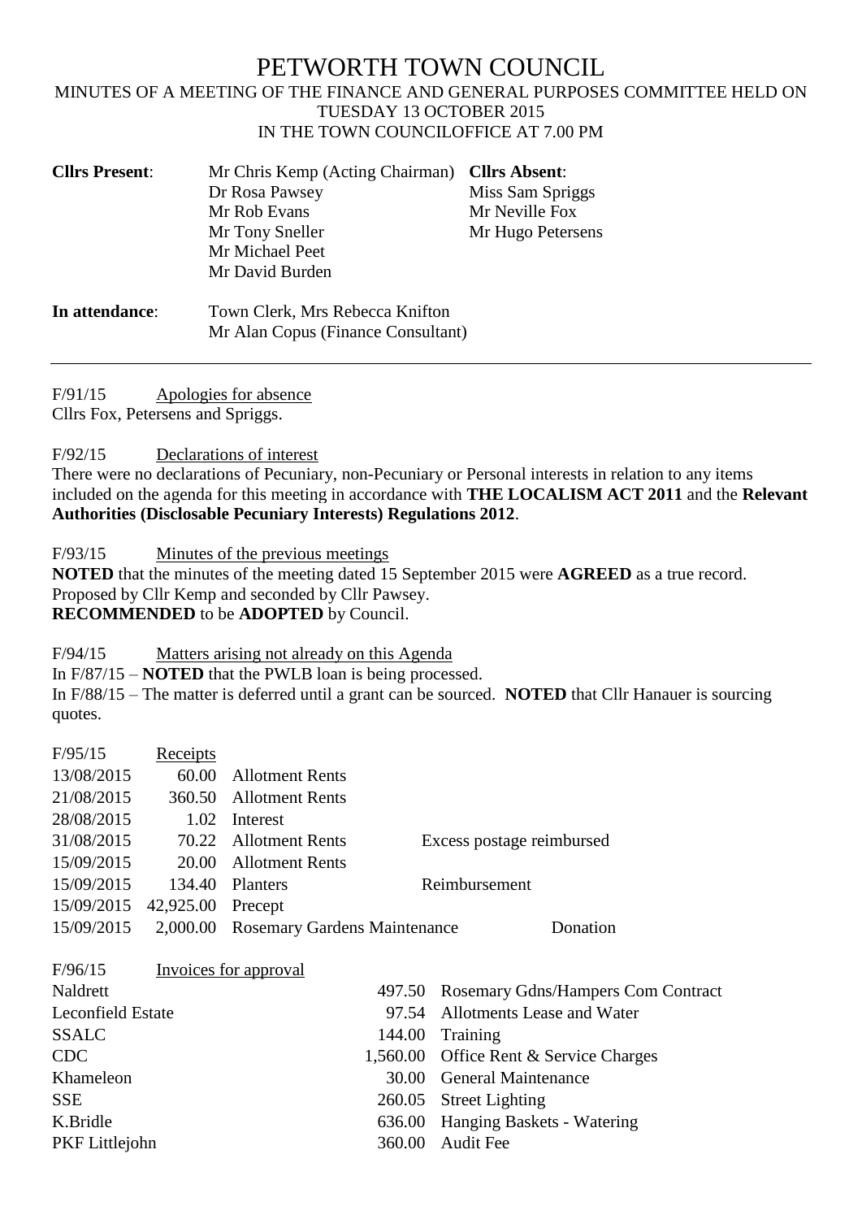# PETWORTH TOWN COUNCIL

MINUTES OF A MEETING OF THE FINANCE AND GENERAL PURPOSES COMMITTEE HELD ON TUESDAY 13 OCTOBER 2015 IN THE TOWN COUNCILOFFICE AT 7.00 PM

| **Cllrs Present**: | Mr Chris Kemp (Acting Chairman) | **Cllrs Absent**: |
|---|---|---|
| | Dr Rosa Pawsey | Miss Sam Spriggs |
| | Mr Rob Evans | Mr Neville Fox |
| | Mr Tony Sneller | Mr Hugo Petersens |
| | Mr Michael Peet | |
| | Mr David Burden | |

**In attendance**: Town Clerk, Mrs Rebecca Knifton
Mr Alan Copus (Finance Consultant)

---

F/91/15 Apologies for absence

Cllrs Fox, Petersens and Spriggs.

F/92/15 Declarations of interest

There were no declarations of Pecuniary, non-Pecuniary or Personal interests in relation to any items included on the agenda for this meeting in accordance with **THE LOCALISM ACT 2011** and the **Relevant Authorities (Disclosable Pecuniary Interests) Regulations 2012**.

F/93/15 Minutes of the previous meetings

**NOTED** that the minutes of the meeting dated 15 September 2015 were **AGREED** as a true record. Proposed by Cllr Kemp and seconded by Cllr Pawsey.
**RECOMMENDED** to be **ADOPTED** by Council.

F/94/15 Matters arising not already on this Agenda

In F/87/15 – **NOTED** that the PWLB loan is being processed.
In F/88/15 – The matter is deferred until a grant can be sourced. **NOTED** that Cllr Hanauer is sourcing quotes.

F/95/15 Receipts

| | | | |
|---|---|---|---|
| 13/08/2015 | 60.00 | Allotment Rents | |
| 21/08/2015 | 360.50 | Allotment Rents | |
| 28/08/2015 | 1.02 | Interest | |
| 31/08/2015 | 70.22 | Allotment Rents | Excess postage reimbursed |
| 15/09/2015 | 20.00 | Allotment Rents | |
| 15/09/2015 | 134.40 | Planters | Reimbursement |
| 15/09/2015 | 42,925.00 | Precept | |
| 15/09/2015 | 2,000.00 | Rosemary Gardens Maintenance | Donation |

F/96/15 Invoices for approval

| | | |
|---|---|---|
| Naldrett | 497.50 | Rosemary Gdns/Hampers Com Contract |
| Leconfield Estate | 97.54 | Allotments Lease and Water |
| SSALC | 144.00 | Training |
| CDC | 1,560.00 | Office Rent & Service Charges |
| Khameleon | 30.00 | General Maintenance |
| SSE | 260.05 | Street Lighting |
| K.Bridle | 636.00 | Hanging Baskets - Watering |
| PKF Littlejohn | 360.00 | Audit Fee |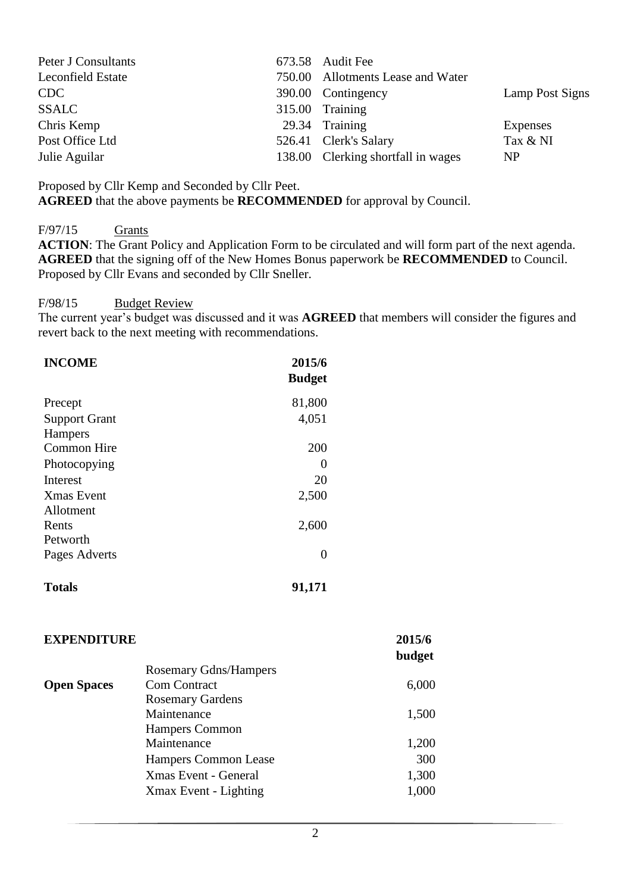| | | | |
|---|---|---|---|
| Peter J Consultants | 673.58 | Audit Fee | |
| Leconfield Estate | 750.00 | Allotments Lease and Water | |
| CDC | 390.00 | Contingency | Lamp Post Signs |
| SSALC | 315.00 | Training | |
| Chris Kemp | 29.34 | Training | Expenses |
| Post Office Ltd | 526.41 | Clerk's Salary | Tax & NI |
| Julie Aguilar | 138.00 | Clerking shortfall in wages | NP |

Proposed by Cllr Kemp and Seconded by Cllr Peet.
**AGREED** that the above payments be **RECOMMENDED** for approval by Council.

F/97/15 Grants

**ACTION**: The Grant Policy and Application Form to be circulated and will form part of the next agenda.
**AGREED** that the signing off of the New Homes Bonus paperwork be **RECOMMENDED** to Council.
Proposed by Cllr Evans and seconded by Cllr Sneller.

F/98/15 Budget Review

The current year's budget was discussed and it was **AGREED** that members will consider the figures and revert back to the next meeting with recommendations.

| **INCOME** | **2015/6 Budget** |
|---|---|
| Precept | 81,800 |
| Support Grant | 4,051 |
| Hampers Common Hire | 200 |
| Photocopying | 0 |
| Interest | 20 |
| Xmas Event | 2,500 |
| Allotment Rents | 2,600 |
| Petworth Pages Adverts | 0 |
| **Totals** | **91,171** |

| **EXPENDITURE** | | **2015/6 budget** |
|---|---|---|
| **Open Spaces** | Rosemary Gdns/Hampers Com Contract | 6,000 |
| | Rosemary Gardens Maintenance | 1,500 |
| | Hampers Common Maintenance | 1,200 |
| | Hampers Common Lease | 300 |
| | Xmas Event - General | 1,300 |
| | Xmax Event - Lighting | 1,000 |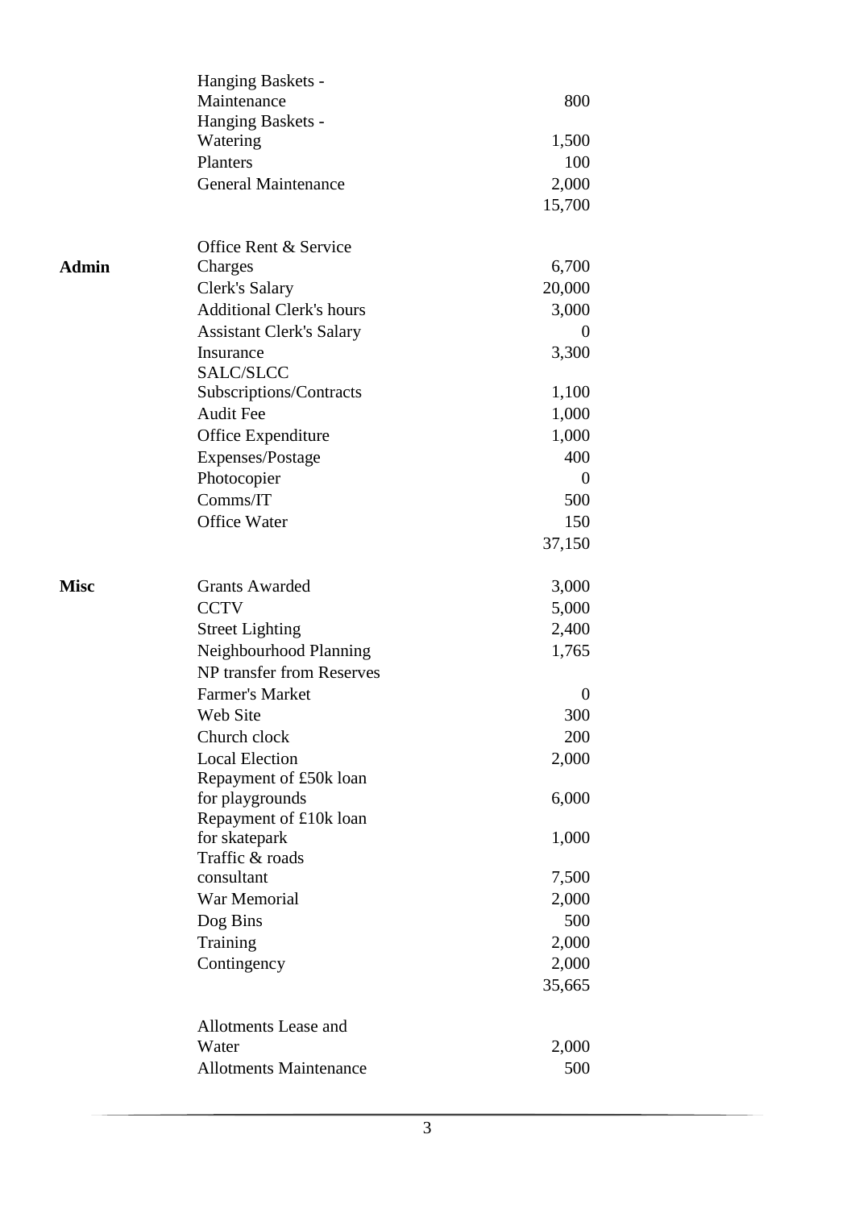| | | |
|---|---|---|
| | Hanging Baskets - Maintenance | 800 |
| | Hanging Baskets - Watering | 1,500 |
| | Planters | 100 |
| | General Maintenance | 2,000 |
| | | 15,700 |
| | | |
| **Admin** | Office Rent & Service Charges | 6,700 |
| | Clerk's Salary | 20,000 |
| | Additional Clerk's hours | 3,000 |
| | Assistant Clerk's Salary | 0 |
| | Insurance | 3,300 |
| | SALC/SLCC Subscriptions/Contracts | 1,100 |
| | Audit Fee | 1,000 |
| | Office Expenditure | 1,000 |
| | Expenses/Postage | 400 |
| | Photocopier | 0 |
| | Comms/IT | 500 |
| | Office Water | 150 |
| | | 37,150 |
| | | |
| **Misc** | Grants Awarded | 3,000 |
| | CCTV | 5,000 |
| | Street Lighting | 2,400 |
| | Neighbourhood Planning | 1,765 |
| | NP transfer from Reserves | |
| | Farmer's Market | 0 |
| | Web Site | 300 |
| | Church clock | 200 |
| | Local Election | 2,000 |
| | Repayment of £50k loan for playgrounds | 6,000 |
| | Repayment of £10k loan for skatepark | 1,000 |
| | Traffic & roads consultant | 7,500 |
| | War Memorial | 2,000 |
| | Dog Bins | 500 |
| | Training | 2,000 |
| | Contingency | 2,000 |
| | | 35,665 |
| | | |
| | Allotments Lease and Water | 2,000 |
| | Allotments Maintenance | 500 |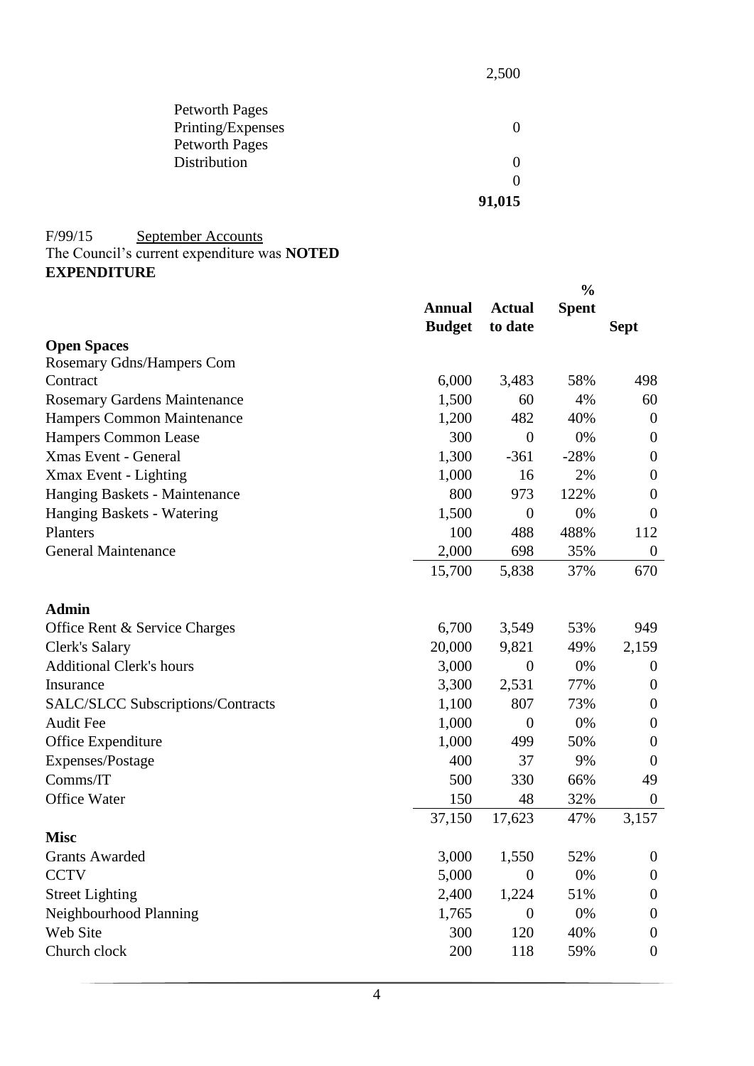| | |
|---|---|
| | 2,500 |
| Petworth Pages Printing/Expenses | 0 |
| Petworth Pages Distribution | 0 |
| | 0 |
| | **91,015** |

F/99/15 September Accounts

The Council's current expenditure was **NOTED**

**EXPENDITURE**

| | **Annual Budget** | **Actual to date** | **% Spent** | **Sept** |
|---|---|---|---|---|
| **Open Spaces** | | | | |
| Rosemary Gdns/Hampers Com Contract | 6,000 | 3,483 | 58% | 498 |
| Rosemary Gardens Maintenance | 1,500 | 60 | 4% | 60 |
| Hampers Common Maintenance | 1,200 | 482 | 40% | 0 |
| Hampers Common Lease | 300 | 0 | 0% | 0 |
| Xmas Event - General | 1,300 | -361 | -28% | 0 |
| Xmax Event - Lighting | 1,000 | 16 | 2% | 0 |
| Hanging Baskets - Maintenance | 800 | 973 | 122% | 0 |
| Hanging Baskets - Watering | 1,500 | 0 | 0% | 0 |
| Planters | 100 | 488 | 488% | 112 |
| General Maintenance | 2,000 | 698 | 35% | 0 |
| | 15,700 | 5,838 | 37% | 670 |
| **Admin** | | | | |
| Office Rent & Service Charges | 6,700 | 3,549 | 53% | 949 |
| Clerk's Salary | 20,000 | 9,821 | 49% | 2,159 |
| Additional Clerk's hours | 3,000 | 0 | 0% | 0 |
| Insurance | 3,300 | 2,531 | 77% | 0 |
| SALC/SLCC Subscriptions/Contracts | 1,100 | 807 | 73% | 0 |
| Audit Fee | 1,000 | 0 | 0% | 0 |
| Office Expenditure | 1,000 | 499 | 50% | 0 |
| Expenses/Postage | 400 | 37 | 9% | 0 |
| Comms/IT | 500 | 330 | 66% | 49 |
| Office Water | 150 | 48 | 32% | 0 |
| | 37,150 | 17,623 | 47% | 3,157 |
| **Misc** | | | | |
| Grants Awarded | 3,000 | 1,550 | 52% | 0 |
| CCTV | 5,000 | 0 | 0% | 0 |
| Street Lighting | 2,400 | 1,224 | 51% | 0 |
| Neighbourhood Planning | 1,765 | 0 | 0% | 0 |
| Web Site | 300 | 120 | 40% | 0 |
| Church clock | 200 | 118 | 59% | 0 |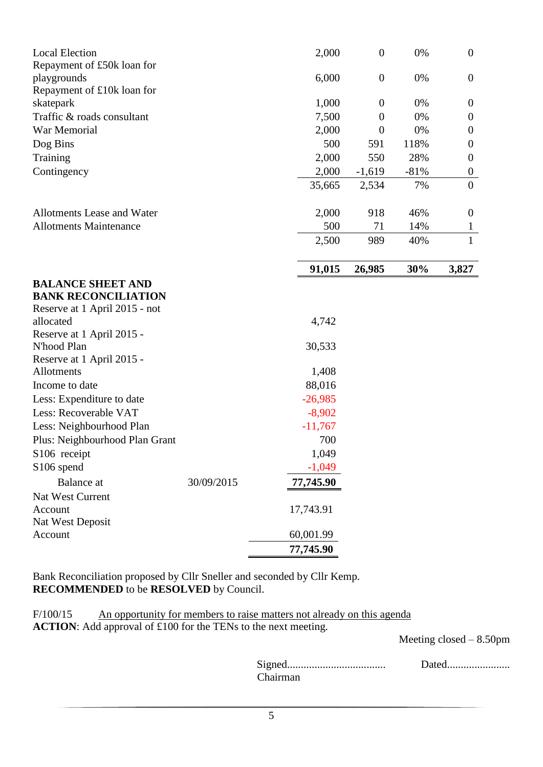| | | | | |
|---|---|---|---|---|
| Local Election | 2,000 | 0 | 0% | 0 |
| Repayment of £50k loan for playgrounds | 6,000 | 0 | 0% | 0 |
| Repayment of £10k loan for skatepark | 1,000 | 0 | 0% | 0 |
| Traffic & roads consultant | 7,500 | 0 | 0% | 0 |
| War Memorial | 2,000 | 0 | 0% | 0 |
| Dog Bins | 500 | 591 | 118% | 0 |
| Training | 2,000 | 550 | 28% | 0 |
| Contingency | 2,000 | -1,619 | -81% | 0 |
| | 35,665 | 2,534 | 7% | 0 |
| | | | | |
| Allotments Lease and Water | 2,000 | 918 | 46% | 0 |
| Allotments Maintenance | 500 | 71 | 14% | 1 |
| | 2,500 | 989 | 40% | 1 |
| | | | | |
| | **91,015** | **26,985** | **30%** | **3,827** |

**BALANCE SHEET AND BANK RECONCILIATION**

| | | |
|---|---|---|
| Reserve at 1 April 2015 - not allocated | | 4,742 |
| Reserve at 1 April 2015 - N'hood Plan | | 30,533 |
| Reserve at 1 April 2015 - Allotments | | 1,408 |
| Income to date | | 88,016 |
| Less: Expenditure to date | | -26,985 |
| Less: Recoverable VAT | | -8,902 |
| Less: Neighbourhood Plan | | -11,767 |
| Plus: Neighbourhood Plan Grant | | 700 |
| S106 receipt | | 1,049 |
| S106 spend | | -1,049 |
| Balance at | 30/09/2015 | **77,745.90** |
| Nat West Current Account | | 17,743.91 |
| Nat West Deposit Account | | 60,001.99 |
| | | **77,745.90** |

Bank Reconciliation proposed by Cllr Sneller and seconded by Cllr Kemp.
**RECOMMENDED** to be **RESOLVED** by Council.

F/100/15 An opportunity for members to raise matters not already on this agenda
**ACTION**: Add approval of £100 for the TENs to the next meeting.

Meeting closed – 8.50pm

Signed.................................... Dated.......................
Chairman